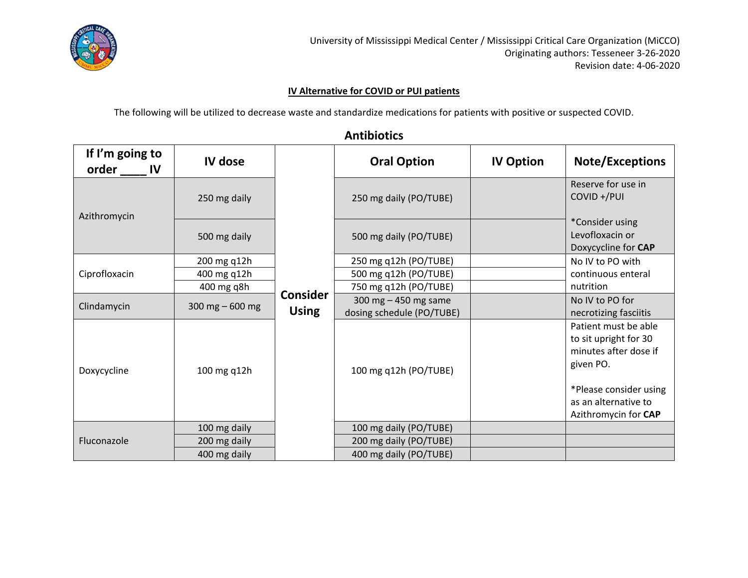University of Mississippi Medical Center / Mississippi Critical Care Organization (MiCCO)
Originating authors: Tesseneer 3-26-2020
Revision date: 4-06-2020

**IV Alternative for COVID or PUI patients**

The following will be utilized to decrease waste and standardize medications for patients with positive or suspected COVID.

## Antibiotics

| If I'm going to order ____ IV | IV dose | | Oral Option | IV Option | Note/Exceptions |
|---|---|---|---|---|---|
| Azithromycin | 250 mg daily | **Consider Using** | 250 mg daily (PO/TUBE) | | Reserve for use in COVID +/PUI<br><br>*Consider using Levofloxacin or Doxycycline for **CAP** |
| | 500 mg daily | | 500 mg daily (PO/TUBE) | | |
| Ciprofloxacin | 200 mg q12h | | 250 mg q12h (PO/TUBE) | | No IV to PO with continuous enteral nutrition |
| | 400 mg q12h | | 500 mg q12h (PO/TUBE) | | |
| | 400 mg q8h | | 750 mg q12h (PO/TUBE) | | |
| Clindamycin | 300 mg – 600 mg | | 300 mg – 450 mg same dosing schedule (PO/TUBE) | | No IV to PO for necrotizing fasciitis |
| Doxycycline | 100 mg q12h | | 100 mg q12h (PO/TUBE) | | Patient must be able to sit upright for 30 minutes after dose if given PO.<br><br>*Please consider using as an alternative to Azithromycin for **CAP** |
| Fluconazole | 100 mg daily | | 100 mg daily (PO/TUBE) | | |
| | 200 mg daily | | 200 mg daily (PO/TUBE) | | |
| | 400 mg daily | | 400 mg daily (PO/TUBE) | | |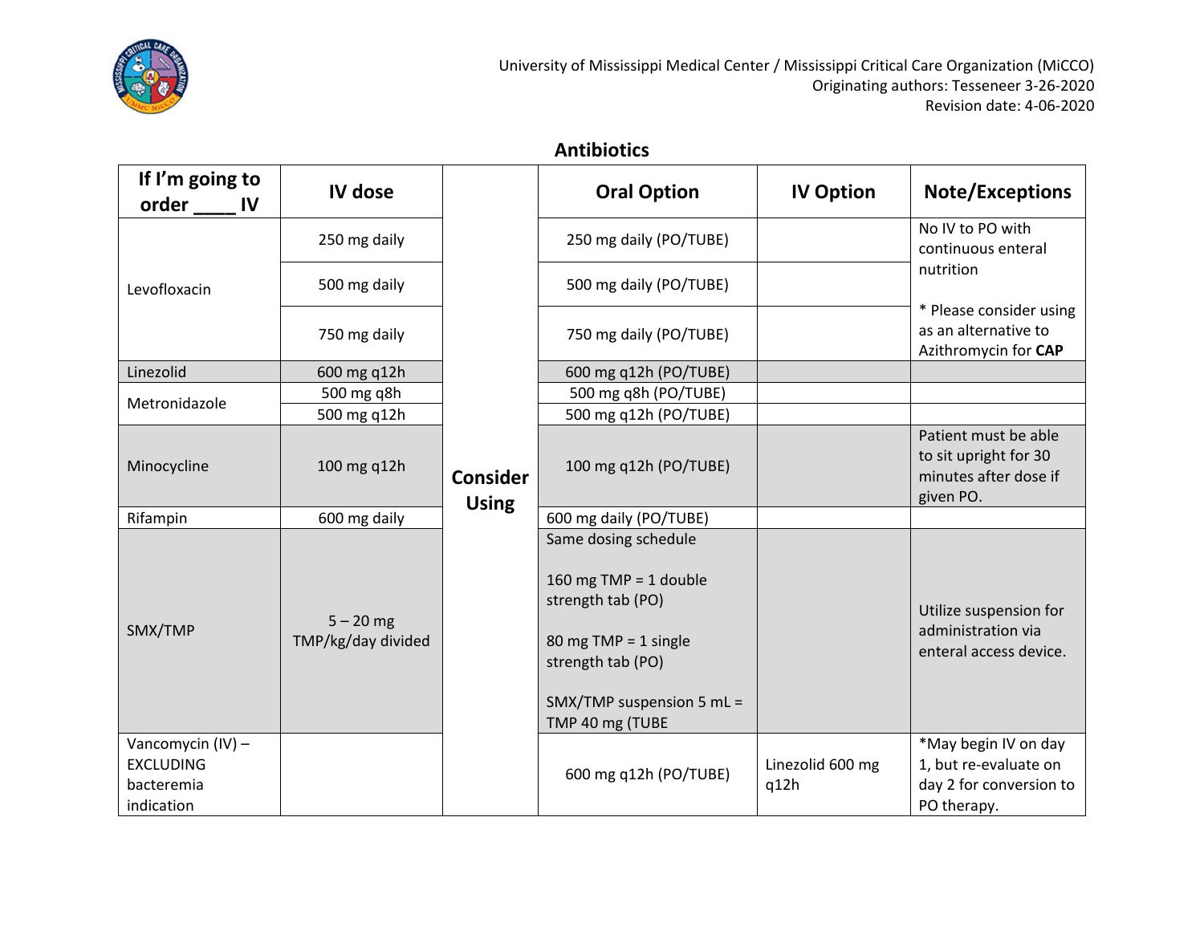## Antibiotics

| If I'm going to order ____ IV | IV dose | | Oral Option | IV Option | Note/Exceptions |
|---|---|---|---|---|---|
| Levofloxacin | 250 mg daily | Consider Using | 250 mg daily (PO/TUBE) | | No IV to PO with continuous enteral nutrition<br><br>* Please consider using as an alternative to Azithromycin for **CAP** |
| | 500 mg daily | | 500 mg daily (PO/TUBE) | | |
| | 750 mg daily | | 750 mg daily (PO/TUBE) | | |
| Linezolid | 600 mg q12h | | 600 mg q12h (PO/TUBE) | | |
| Metronidazole | 500 mg q8h | | 500 mg q8h (PO/TUBE) | | |
| | 500 mg q12h | | 500 mg q12h (PO/TUBE) | | |
| Minocycline | 100 mg q12h | | 100 mg q12h (PO/TUBE) | | Patient must be able to sit upright for 30 minutes after dose if given PO. |
| Rifampin | 600 mg daily | | 600 mg daily (PO/TUBE) | | |
| SMX/TMP | 5 – 20 mg TMP/kg/day divided | | Same dosing schedule<br><br>160 mg TMP = 1 double strength tab (PO)<br><br>80 mg TMP = 1 single strength tab (PO)<br><br>SMX/TMP suspension 5 mL = TMP 40 mg (TUBE | | Utilize suspension for administration via enteral access device. |
| Vancomycin (IV) – EXCLUDING bacteremia indication | | | 600 mg q12h (PO/TUBE) | Linezolid 600 mg q12h | *May begin IV on day 1, but re-evaluate on day 2 for conversion to PO therapy. |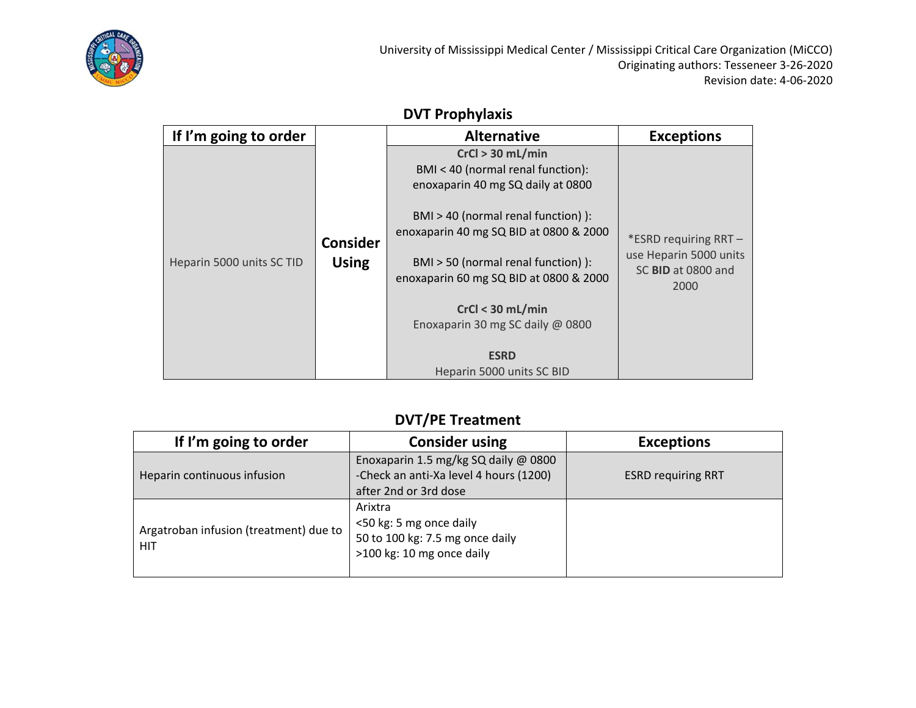## DVT Prophylaxis

| If I'm going to order | | Alternative | Exceptions |
|---|---|---|---|
| Heparin 5000 units SC TID | **Consider Using** | **CrCl > 30 mL/min**<br>BMI < 40 (normal renal function): enoxaparin 40 mg SQ daily at 0800<br><br>BMI > 40 (normal renal function) ): enoxaparin 40 mg SQ BID at 0800 & 2000<br><br>BMI > 50 (normal renal function) ): enoxaparin 60 mg SQ BID at 0800 & 2000<br><br>**CrCl < 30 mL/min**<br>Enoxaparin 30 mg SC daily @ 0800<br><br>**ESRD**<br>Heparin 5000 units SC BID | *ESRD requiring RRT – use Heparin 5000 units SC **BID** at 0800 and 2000 |

## DVT/PE Treatment

| If I'm going to order | Consider using | Exceptions |
|---|---|---|
| Heparin continuous infusion | Enoxaparin 1.5 mg/kg SQ daily @ 0800<br>-Check an anti-Xa level 4 hours (1200) after 2nd or 3rd dose | ESRD requiring RRT |
| Argatroban infusion (treatment) due to HIT | Arixtra<br><50 kg: 5 mg once daily<br>50 to 100 kg: 7.5 mg once daily<br>>100 kg: 10 mg once daily | |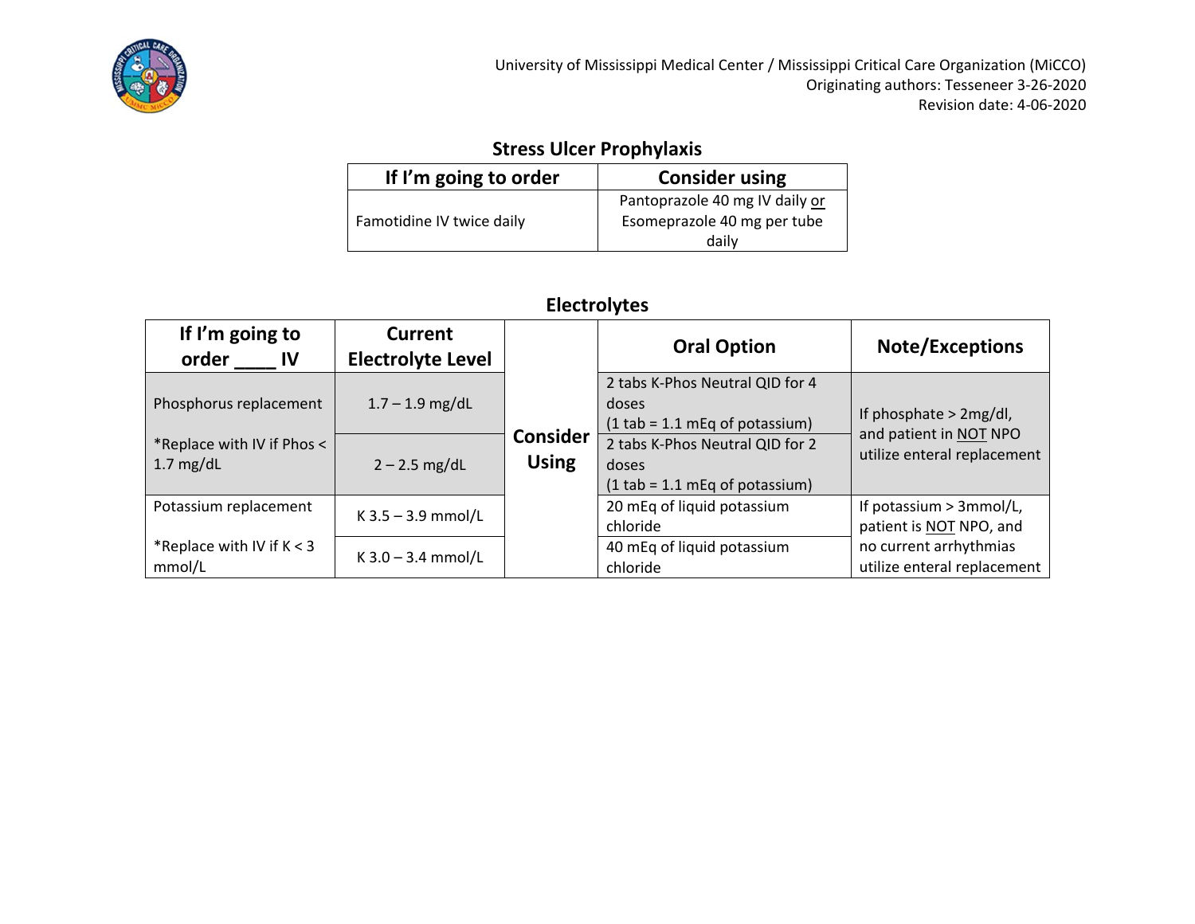## Stress Ulcer Prophylaxis

| If I'm going to order | Consider using |
| --- | --- |
| Famotidine IV twice daily | Pantoprazole 40 mg IV daily or Esomeprazole 40 mg per tube daily |

## Electrolytes

| If I'm going to order ____ IV | Current Electrolyte Level | | Oral Option | Note/Exceptions |
| --- | --- | --- | --- | --- |
| Phosphorus replacement<br><br>*Replace with IV if Phos < 1.7 mg/dL | 1.7 – 1.9 mg/dL | Consider Using | 2 tabs K-Phos Neutral QID for 4 doses<br>(1 tab = 1.1 mEq of potassium) | If phosphate > 2mg/dl, and patient in NOT NPO utilize enteral replacement |
| | 2 – 2.5 mg/dL | | 2 tabs K-Phos Neutral QID for 2 doses<br>(1 tab = 1.1 mEq of potassium) | |
| Potassium replacement<br><br>*Replace with IV if K < 3 mmol/L | K 3.5 – 3.9 mmol/L | | 20 mEq of liquid potassium chloride | If potassium > 3mmol/L, patient is NOT NPO, and no current arrhythmias utilize enteral replacement |
| | K 3.0 – 3.4 mmol/L | | 40 mEq of liquid potassium chloride | |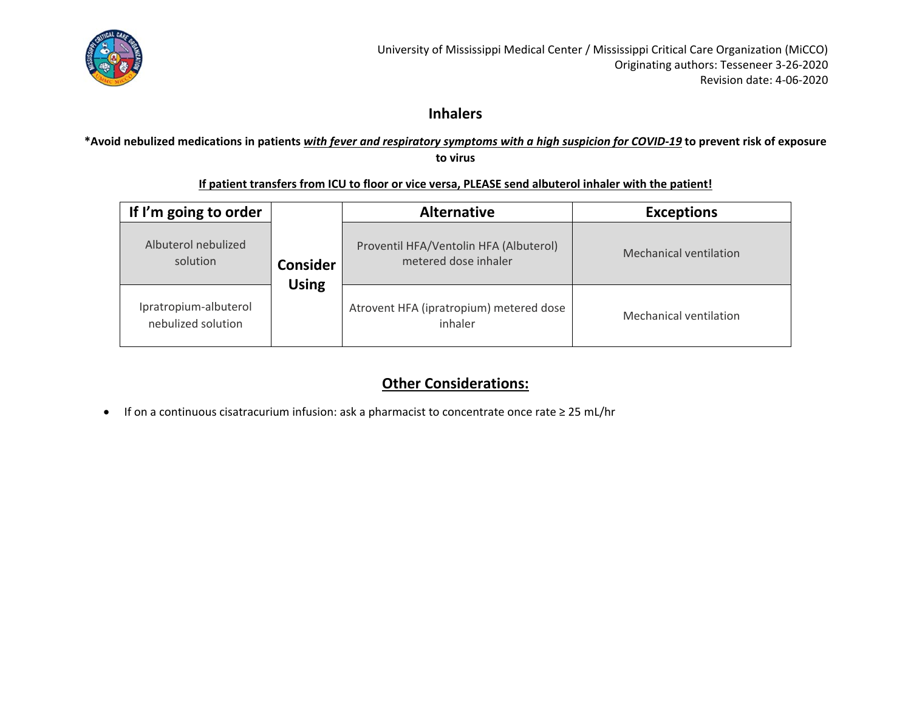University of Mississippi Medical Center / Mississippi Critical Care Organization (MiCCO)
Originating authors: Tesseneer 3-26-2020
Revision date: 4-06-2020

## Inhalers

**\*Avoid nebulized medications in patients *<u>with fever and respiratory symptoms with a high suspicion for COVID-19</u>* to prevent risk of exposure to virus**

**<u>If patient transfers from ICU to floor or vice versa, PLEASE send albuterol inhaler with the patient!</u>**

| If I'm going to order | | Alternative | Exceptions |
|---|---|---|---|
| Albuterol nebulized solution | **Consider Using** | Proventil HFA/Ventolin HFA (Albuterol) metered dose inhaler | Mechanical ventilation |
| Ipratropium-albuterol nebulized solution | | Atrovent HFA (ipratropium) metered dose inhaler | Mechanical ventilation |

## <u>Other Considerations:</u>

- If on a continuous cisatracurium infusion: ask a pharmacist to concentrate once rate ≥ 25 mL/hr